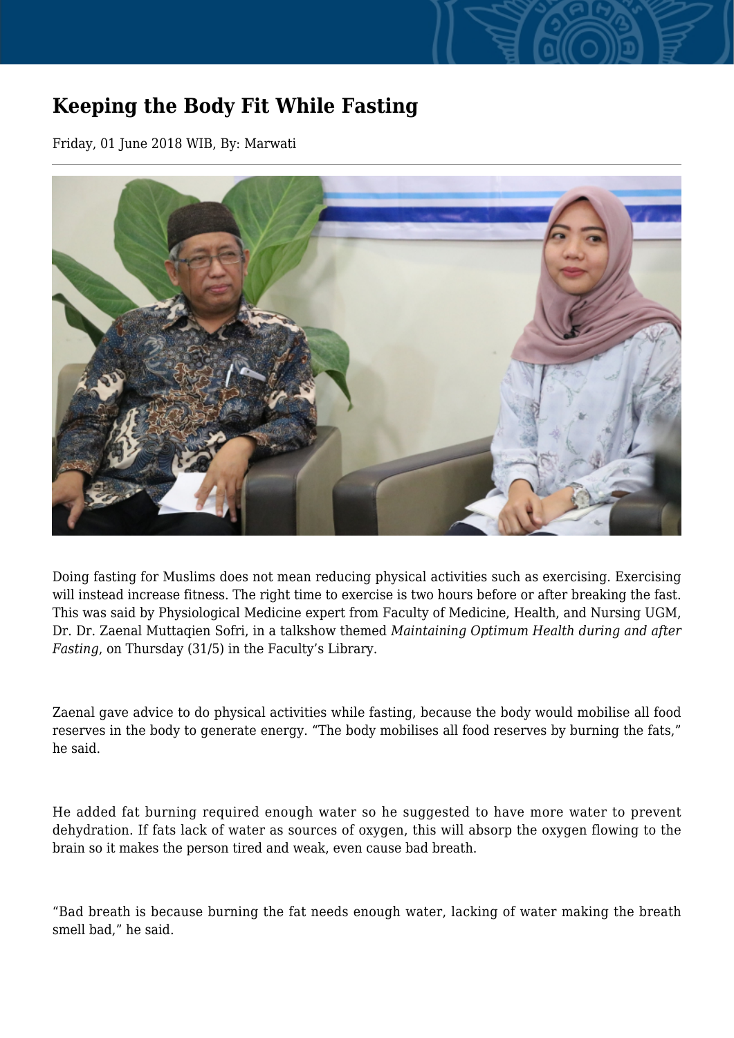# Keeping the Body Fit While Fasting

Friday, 01 June 2018 WIB, By: Marwati

Doing fasting for Muslims does not mean reducing physical activities such as exercising. Exercising will instead increase fitness. The right time to exercise is two hours before or after breaking the fast. This was said by Physiological Medicine expert from Faculty of Medicine, Health, and Nursing UGM, Dr. Dr. Zaenal Muttaqien Sofri, in a talkshow themed *Maintaining Optimum Health during and after Fasting*, on Thursday (31/5) in the Faculty's Library.

Zaenal gave advice to do physical activities while fasting, because the body would mobilise all food reserves in the body to generate energy. "The body mobilises all food reserves by burning the fats," he said.

He added fat burning required enough water so he suggested to have more water to prevent dehydration. If fats lack of water as sources of oxygen, this will absorp the oxygen flowing to the brain so it makes the person tired and weak, even cause bad breath.

"Bad breath is because burning the fat needs enough water, lacking of water making the breath smell bad," he said.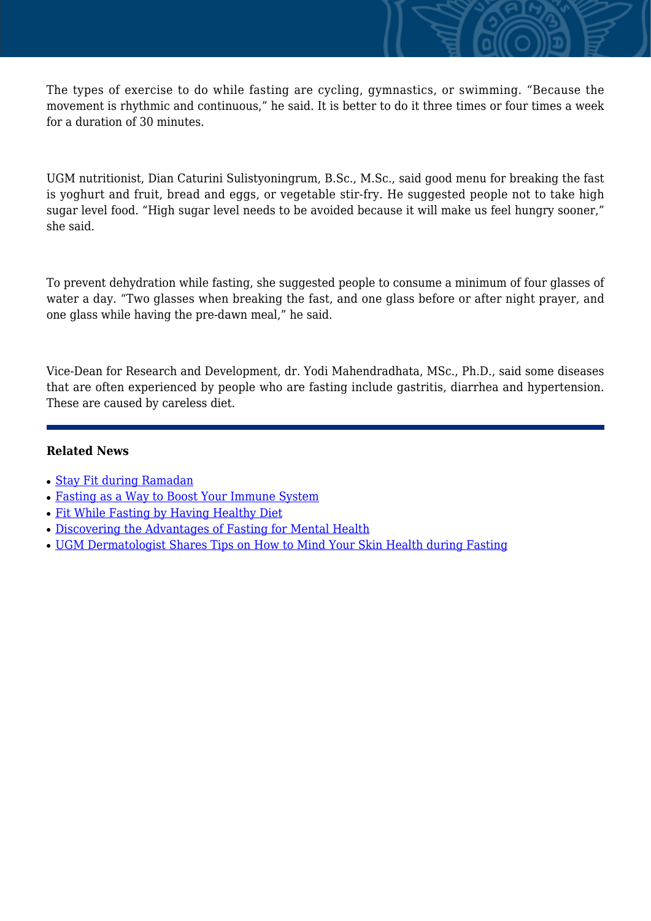The types of exercise to do while fasting are cycling, gymnastics, or swimming. "Because the movement is rhythmic and continuous," he said. It is better to do it three times or four times a week for a duration of 30 minutes.

UGM nutritionist, Dian Caturini Sulistyoningrum, B.Sc., M.Sc., said good menu for breaking the fast is yoghurt and fruit, bread and eggs, or vegetable stir-fry. He suggested people not to take high sugar level food. "High sugar level needs to be avoided because it will make us feel hungry sooner," she said.

To prevent dehydration while fasting, she suggested people to consume a minimum of four glasses of water a day. "Two glasses when breaking the fast, and one glass before or after night prayer, and one glass while having the pre-dawn meal," he said.

Vice-Dean for Research and Development, dr. Yodi Mahendradhata, MSc., Ph.D., said some diseases that are often experienced by people who are fasting include gastritis, diarrhea and hypertension. These are caused by careless diet.

---

**Related News**

- Stay Fit during Ramadan
- Fasting as a Way to Boost Your Immune System
- Fit While Fasting by Having Healthy Diet
- Discovering the Advantages of Fasting for Mental Health
- UGM Dermatologist Shares Tips on How to Mind Your Skin Health during Fasting